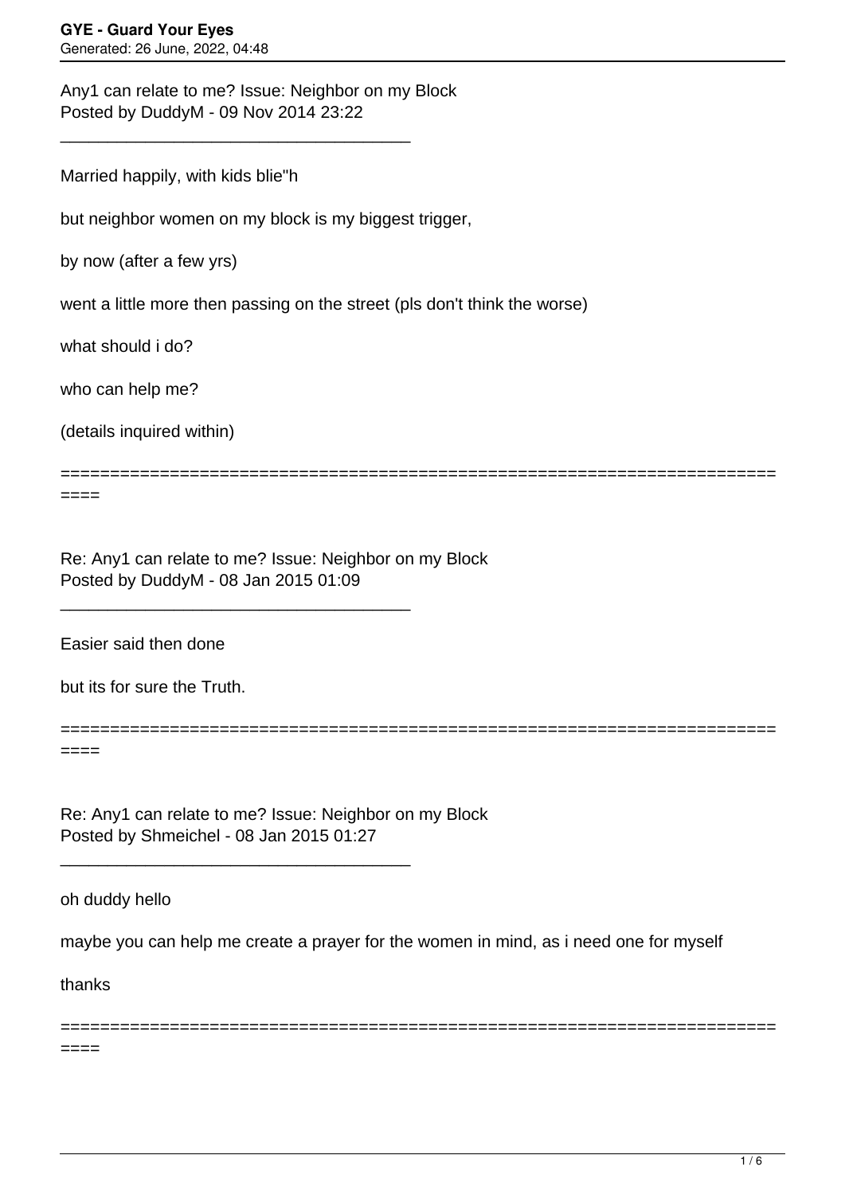Any1 can relate to me? Issue: Neighbor on my Block
Posted by DuddyM - 09 Nov 2014 23:22

_____________________________________

Married happily, with kids blie"h

but neighbor women on my block is my biggest trigger,

by now (after a few yrs)

went a little more then passing on the street (pls don't think the worse)

what should i do?

who can help me?

(details inquired within)

========================================================================
====

Re: Any1 can relate to me? Issue: Neighbor on my Block
Posted by DuddyM - 08 Jan 2015 01:09

_____________________________________

Easier said then done

but its for sure the Truth.

========================================================================
====

Re: Any1 can relate to me? Issue: Neighbor on my Block
Posted by Shmeichel - 08 Jan 2015 01:27

_____________________________________

oh duddy hello

maybe you can help me create a prayer for the women in mind, as i need one for myself

thanks

========================================================================
====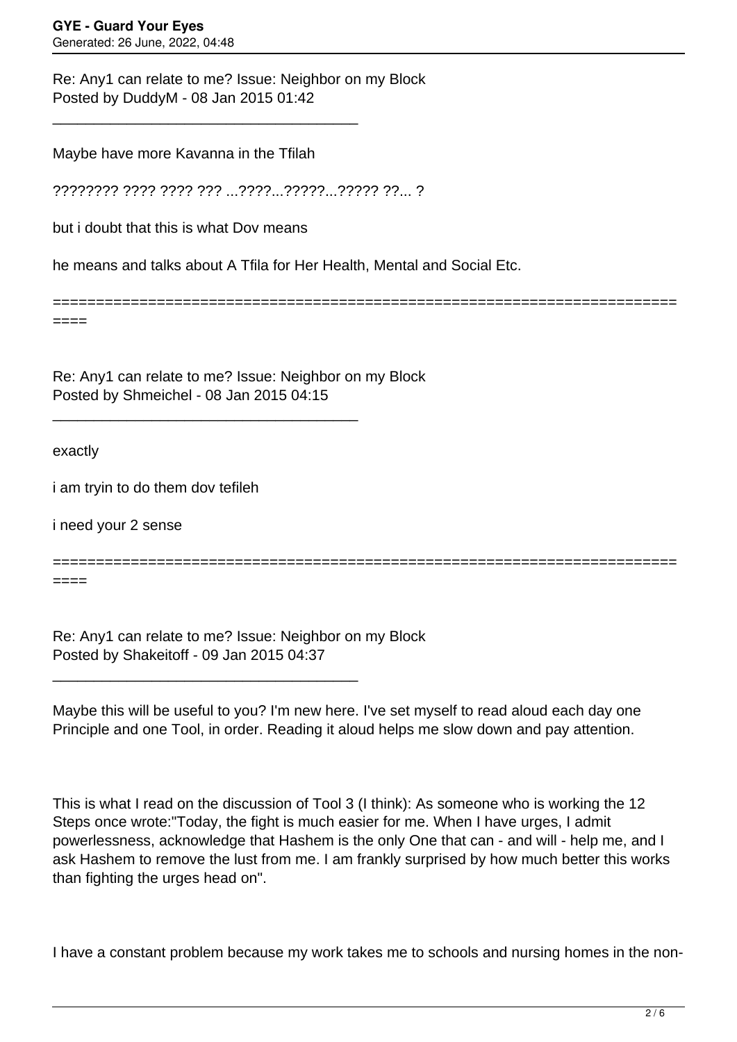Re: Any1 can relate to me? Issue: Neighbor on my Block
Posted by DuddyM - 08 Jan 2015 01:42

_____________________________________

Maybe have more Kavanna in the Tfilah

???????? ???? ???? ??? ...????...?????...????? ??... ?

but i doubt that this is what Dov means

he means and talks about A Tfila for Her Health, Mental and Social Etc.

========================================================================
====

Re: Any1 can relate to me? Issue: Neighbor on my Block
Posted by Shmeichel - 08 Jan 2015 04:15

_____________________________________

exactly

i am tryin to do them dov tefileh

i need your 2 sense

========================================================================
====

Re: Any1 can relate to me? Issue: Neighbor on my Block
Posted by Shakeitoff - 09 Jan 2015 04:37

_____________________________________

Maybe this will be useful to you? I'm new here. I've set myself to read aloud each day one Principle and one Tool, in order. Reading it aloud helps me slow down and pay attention.

This is what I read on the discussion of Tool 3 (I think): As someone who is working the 12 Steps once wrote:"Today, the fight is much easier for me. When I have urges, I admit powerlessness, acknowledge that Hashem is the only One that can - and will - help me, and I ask Hashem to remove the lust from me. I am frankly surprised by how much better this works than fighting the urges head on".

I have a constant problem because my work takes me to schools and nursing homes in the non-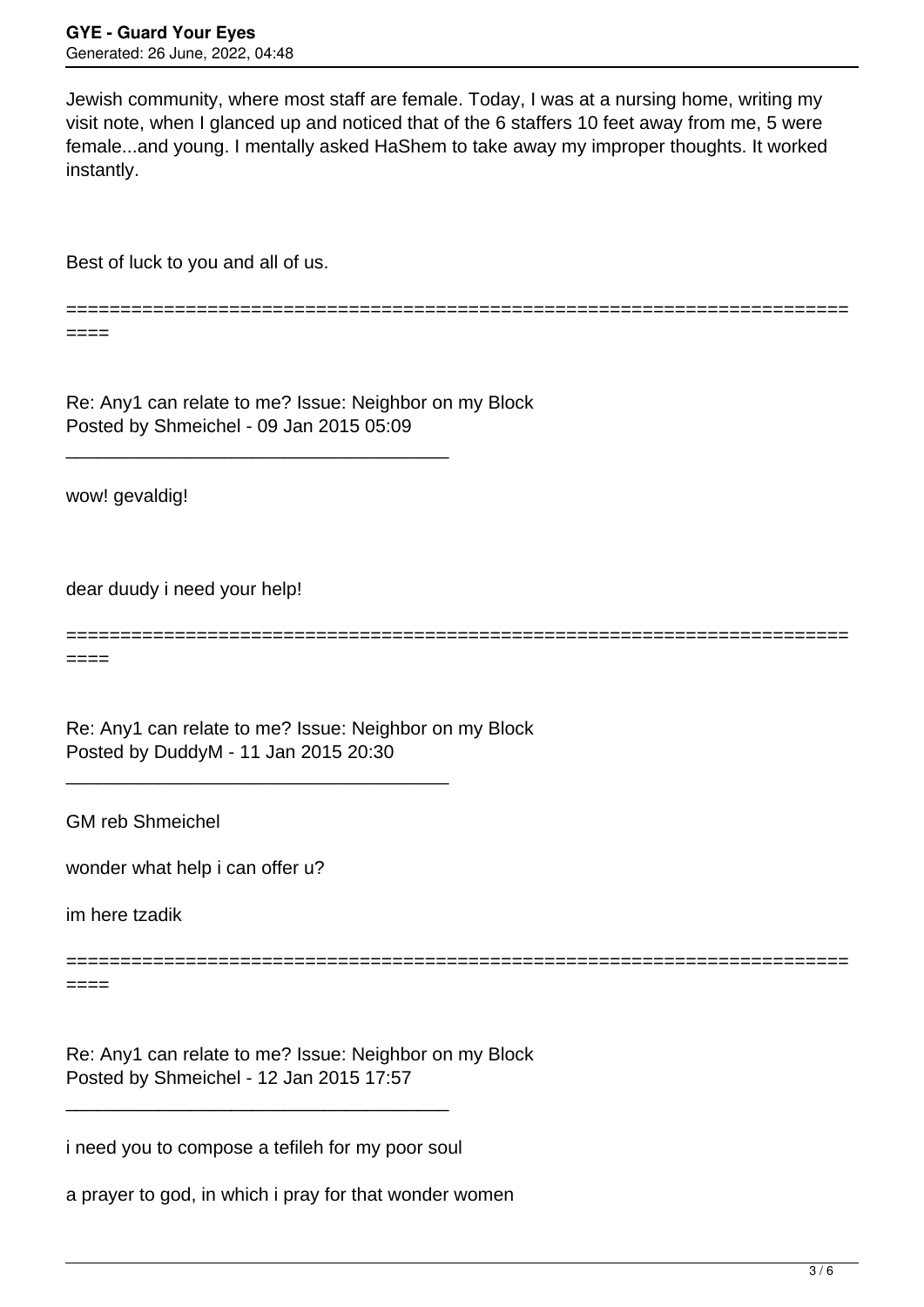Jewish community, where most staff are female. Today, I was at a nursing home, writing my visit note, when I glanced up and noticed that of the 6 staffers 10 feet away from me, 5 were female...and young. I mentally asked HaShem to take away my improper thoughts. It worked instantly.

Best of luck to you and all of us.

============================================================================

Re: Any1 can relate to me? Issue: Neighbor on my Block
Posted by Shmeichel - 09 Jan 2015 05:09

_____________________________________

wow! gevaldig!

dear duudy i need your help!

============================================================================

Re: Any1 can relate to me? Issue: Neighbor on my Block
Posted by DuddyM - 11 Jan 2015 20:30

_____________________________________

GM reb Shmeichel

wonder what help i can offer u?

im here tzadik

============================================================================

Re: Any1 can relate to me? Issue: Neighbor on my Block
Posted by Shmeichel - 12 Jan 2015 17:57

_____________________________________

i need you to compose a tefileh for my poor soul

a prayer to god, in which i pray for that wonder women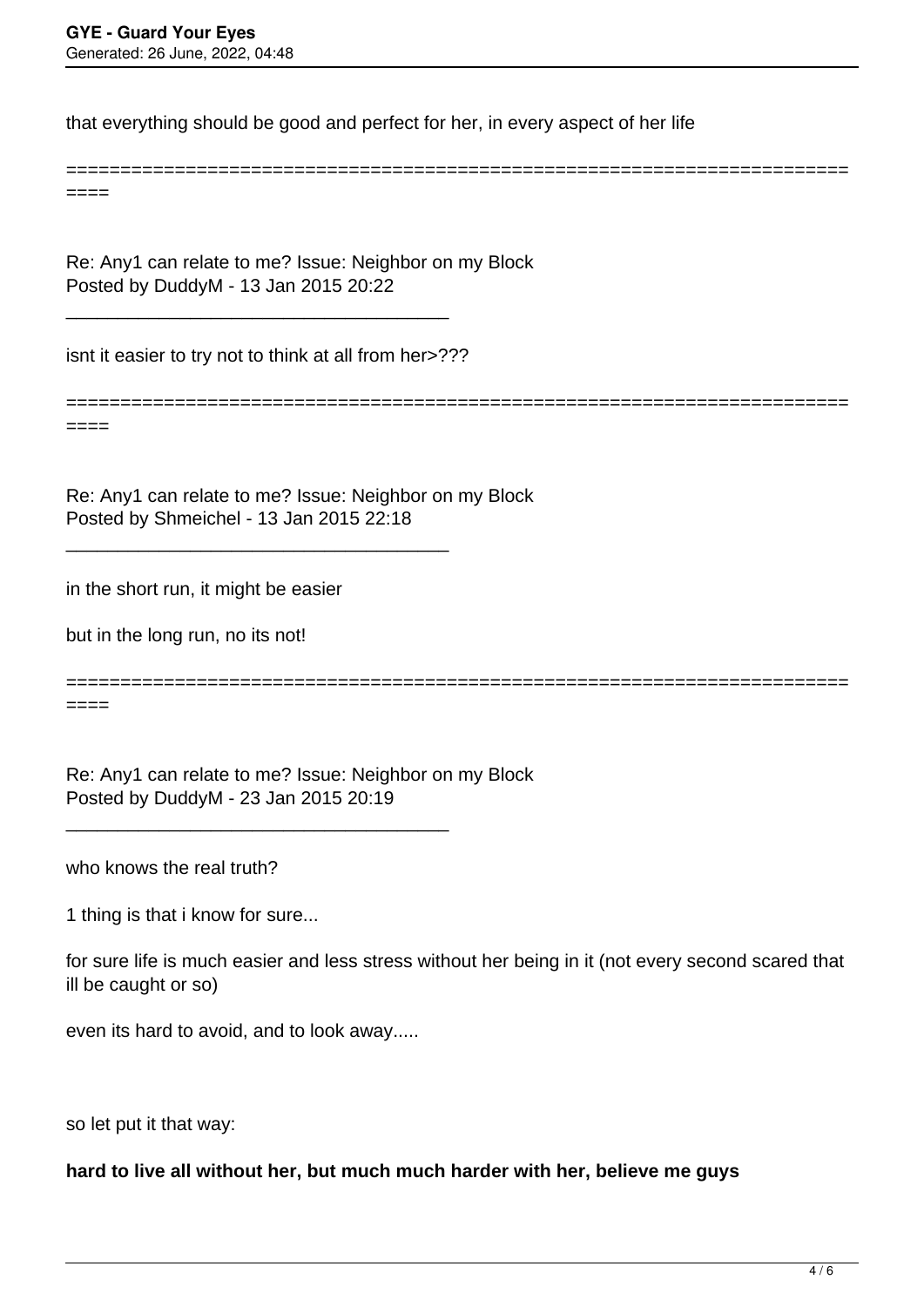that everything should be good and perfect for her, in every aspect of her life

============================================================================

Re: Any1 can relate to me? Issue: Neighbor on my Block
Posted by DuddyM - 13 Jan 2015 20:22

---

isnt it easier to try not to think at all from her>???

============================================================================

Re: Any1 can relate to me? Issue: Neighbor on my Block
Posted by Shmeichel - 13 Jan 2015 22:18

---

in the short run, it might be easier

but in the long run, no its not!

============================================================================

Re: Any1 can relate to me? Issue: Neighbor on my Block
Posted by DuddyM - 23 Jan 2015 20:19

---

who knows the real truth?

1 thing is that i know for sure...

for sure life is much easier and less stress without her being in it (not every second scared that ill be caught or so)

even its hard to avoid, and to look away.....

so let put it that way:

**hard to live all without her, but much much harder with her, believe me guys**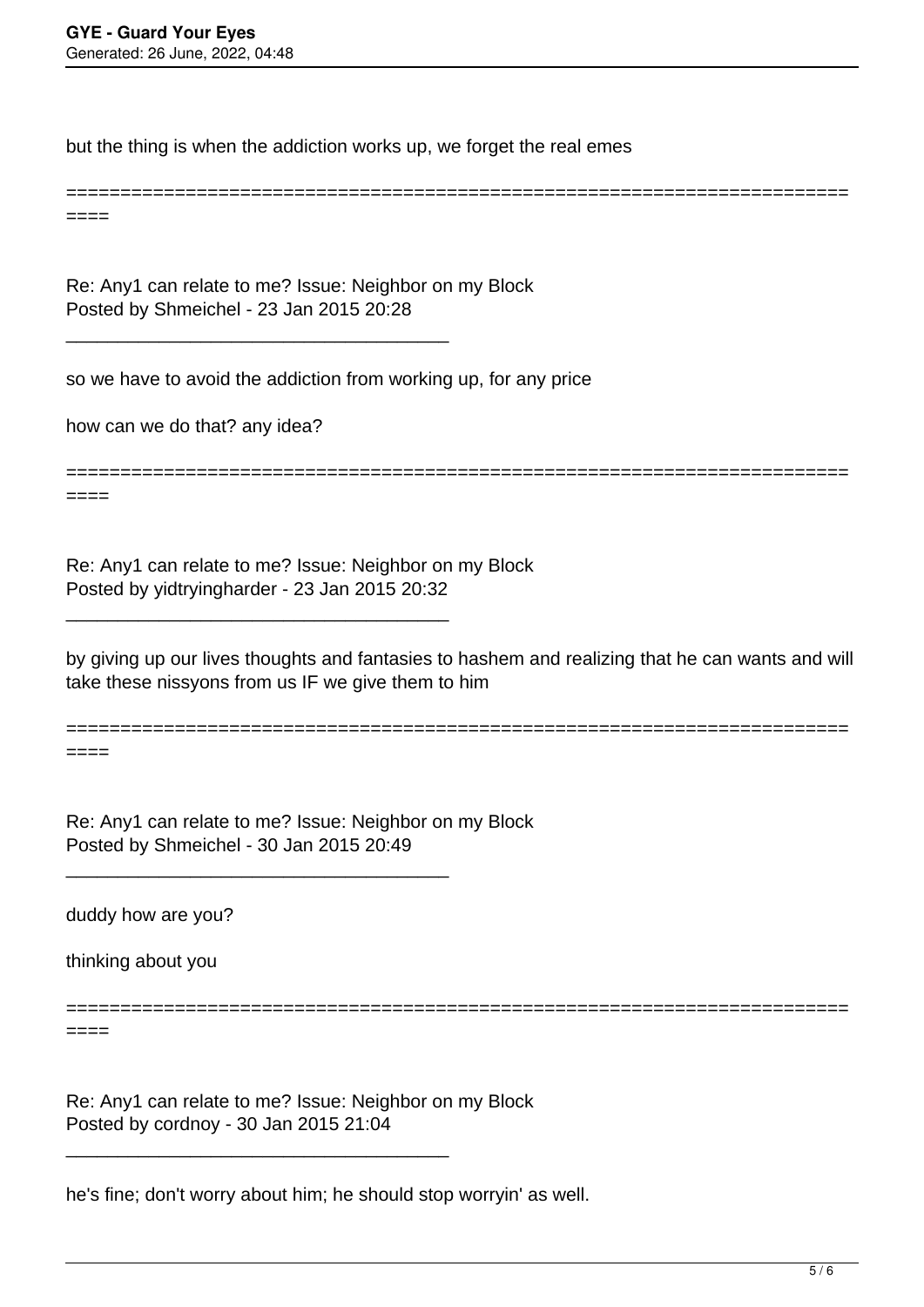but the thing is when the addiction works up, we forget the real emes

============================================================================

Re: Any1 can relate to me? Issue: Neighbor on my Block
Posted by Shmeichel - 23 Jan 2015 20:28

_____________________________________

so we have to avoid the addiction from working up, for any price

how can we do that? any idea?

============================================================================

Re: Any1 can relate to me? Issue: Neighbor on my Block
Posted by yidtryingharder - 23 Jan 2015 20:32

_____________________________________

by giving up our lives thoughts and fantasies to hashem and realizing that he can wants and will take these nissyons from us IF we give them to him

============================================================================

Re: Any1 can relate to me? Issue: Neighbor on my Block
Posted by Shmeichel - 30 Jan 2015 20:49

_____________________________________

duddy how are you?

thinking about you

============================================================================

Re: Any1 can relate to me? Issue: Neighbor on my Block
Posted by cordnoy - 30 Jan 2015 21:04

_____________________________________

he's fine; don't worry about him; he should stop worryin' as well.